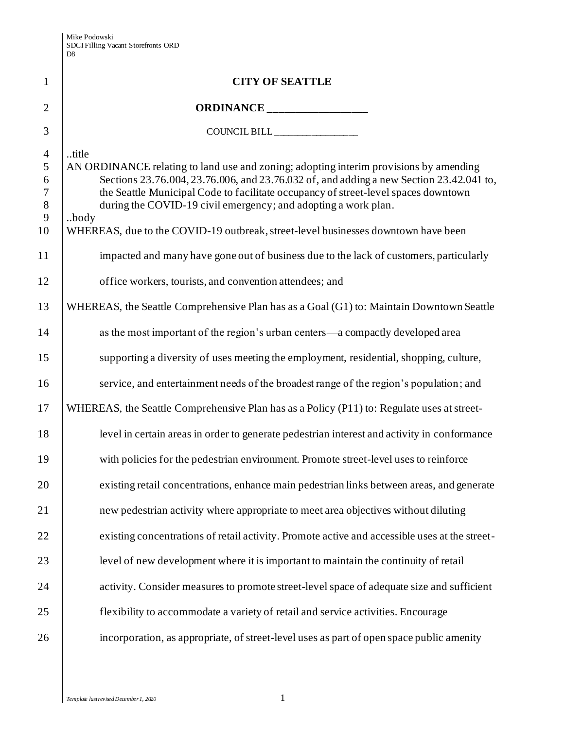# CITY OF SEATTLE

## ORDINANCE __________________

COUNCIL BILL __________________

..title
AN ORDINANCE relating to land use and zoning; adopting interim provisions by amending Sections 23.76.004, 23.76.006, and 23.76.032 of, and adding a new Section 23.42.041 to, the Seattle Municipal Code to facilitate occupancy of street-level spaces downtown during the COVID-19 civil emergency; and adopting a work plan.
..body

WHEREAS, due to the COVID-19 outbreak, street-level businesses downtown have been impacted and many have gone out of business due to the lack of customers, particularly office workers, tourists, and convention attendees; and

WHEREAS, the Seattle Comprehensive Plan has as a Goal (G1) to: Maintain Downtown Seattle as the most important of the region's urban centers—a compactly developed area supporting a diversity of uses meeting the employment, residential, shopping, culture, service, and entertainment needs of the broadest range of the region's population; and

WHEREAS, the Seattle Comprehensive Plan has as a Policy (P11) to: Regulate uses at street-level in certain areas in order to generate pedestrian interest and activity in conformance with policies for the pedestrian environment. Promote street-level uses to reinforce existing retail concentrations, enhance main pedestrian links between areas, and generate new pedestrian activity where appropriate to meet area objectives without diluting existing concentrations of retail activity. Promote active and accessible uses at the street-level of new development where it is important to maintain the continuity of retail activity. Consider measures to promote street-level space of adequate size and sufficient flexibility to accommodate a variety of retail and service activities. Encourage incorporation, as appropriate, of street-level uses as part of open space public amenity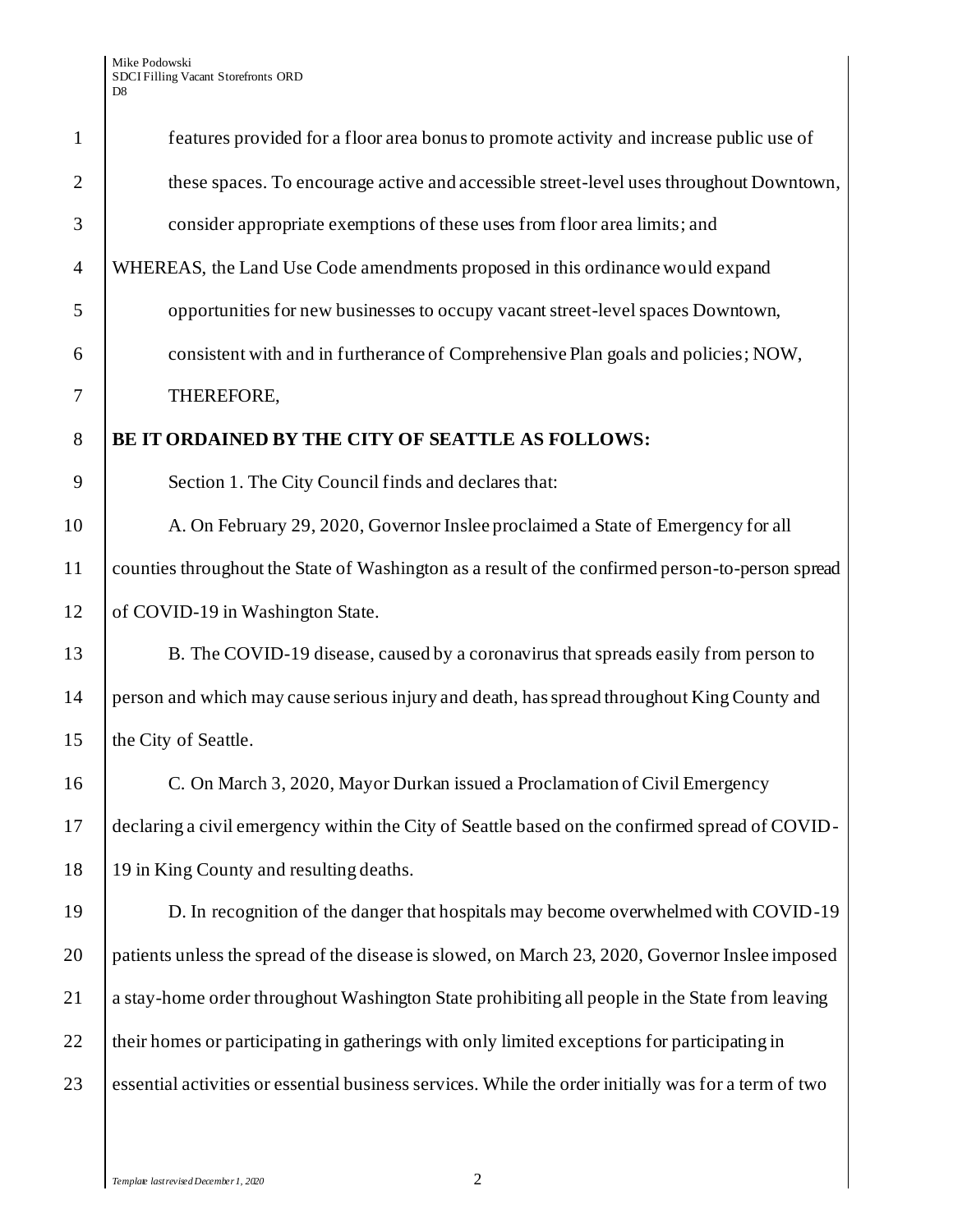features provided for a floor area bonus to promote activity and increase public use of these spaces. To encourage active and accessible street-level uses throughout Downtown, consider appropriate exemptions of these uses from floor area limits; and

WHEREAS, the Land Use Code amendments proposed in this ordinance would expand opportunities for new businesses to occupy vacant street-level spaces Downtown, consistent with and in furtherance of Comprehensive Plan goals and policies; NOW, THEREFORE,

**BE IT ORDAINED BY THE CITY OF SEATTLE AS FOLLOWS:**

Section 1. The City Council finds and declares that:

A. On February 29, 2020, Governor Inslee proclaimed a State of Emergency for all counties throughout the State of Washington as a result of the confirmed person-to-person spread of COVID-19 in Washington State.

B. The COVID-19 disease, caused by a coronavirus that spreads easily from person to person and which may cause serious injury and death, has spread throughout King County and the City of Seattle.

C. On March 3, 2020, Mayor Durkan issued a Proclamation of Civil Emergency declaring a civil emergency within the City of Seattle based on the confirmed spread of COVID-19 in King County and resulting deaths.

D. In recognition of the danger that hospitals may become overwhelmed with COVID-19 patients unless the spread of the disease is slowed, on March 23, 2020, Governor Inslee imposed a stay-home order throughout Washington State prohibiting all people in the State from leaving their homes or participating in gatherings with only limited exceptions for participating in essential activities or essential business services. While the order initially was for a term of two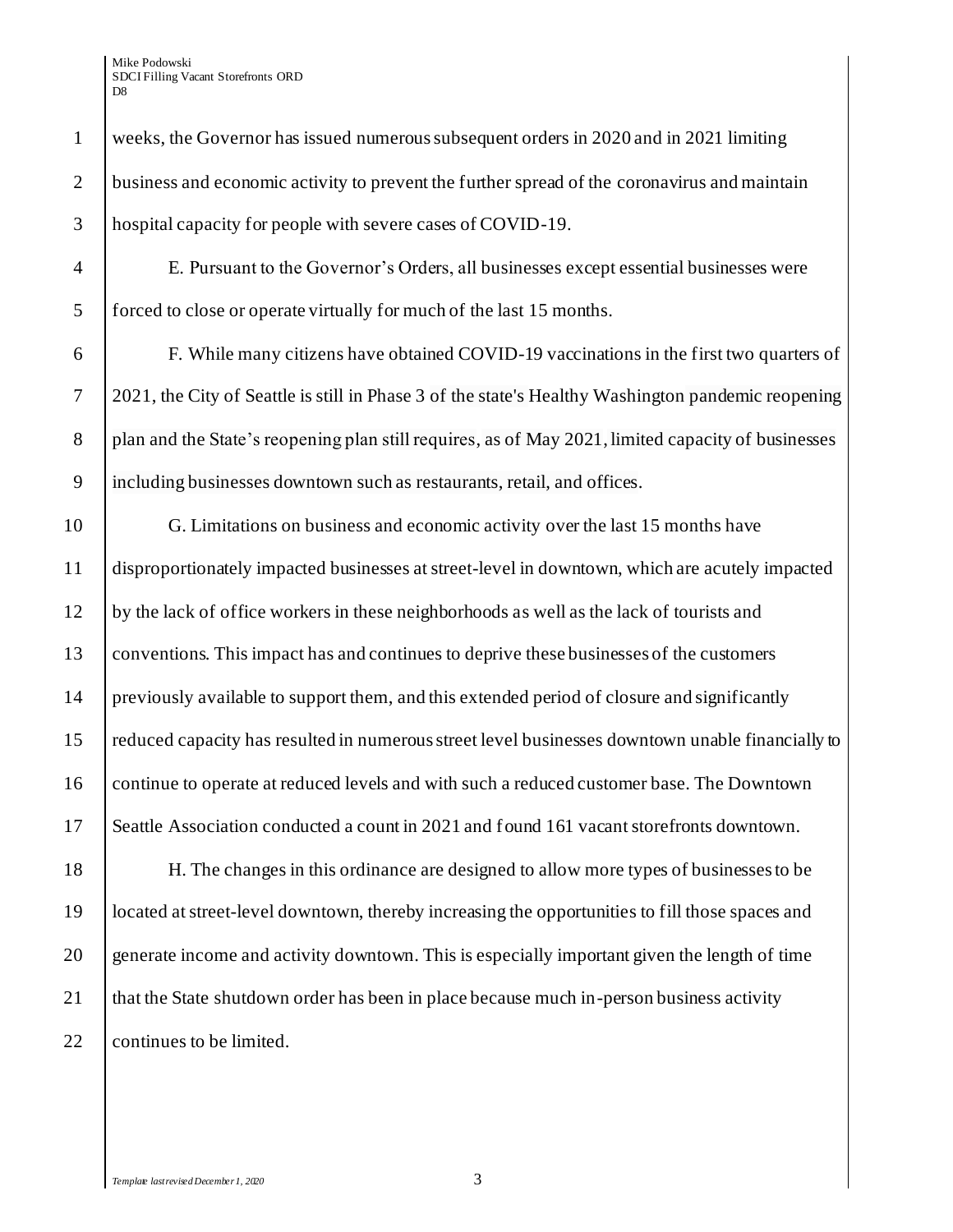weeks, the Governor has issued numerous subsequent orders in 2020 and in 2021 limiting business and economic activity to prevent the further spread of the coronavirus and maintain hospital capacity for people with severe cases of COVID-19.

E. Pursuant to the Governor's Orders, all businesses except essential businesses were forced to close or operate virtually for much of the last 15 months.

F. While many citizens have obtained COVID-19 vaccinations in the first two quarters of 2021, the City of Seattle is still in Phase 3 of the state's Healthy Washington pandemic reopening plan and the State's reopening plan still requires, as of May 2021, limited capacity of businesses including businesses downtown such as restaurants, retail, and offices.

G. Limitations on business and economic activity over the last 15 months have disproportionately impacted businesses at street-level in downtown, which are acutely impacted by the lack of office workers in these neighborhoods as well as the lack of tourists and conventions. This impact has and continues to deprive these businesses of the customers previously available to support them, and this extended period of closure and significantly reduced capacity has resulted in numerous street level businesses downtown unable financially to continue to operate at reduced levels and with such a reduced customer base. The Downtown Seattle Association conducted a count in 2021 and found 161 vacant storefronts downtown.

H. The changes in this ordinance are designed to allow more types of businesses to be located at street-level downtown, thereby increasing the opportunities to fill those spaces and generate income and activity downtown. This is especially important given the length of time that the State shutdown order has been in place because much in-person business activity continues to be limited.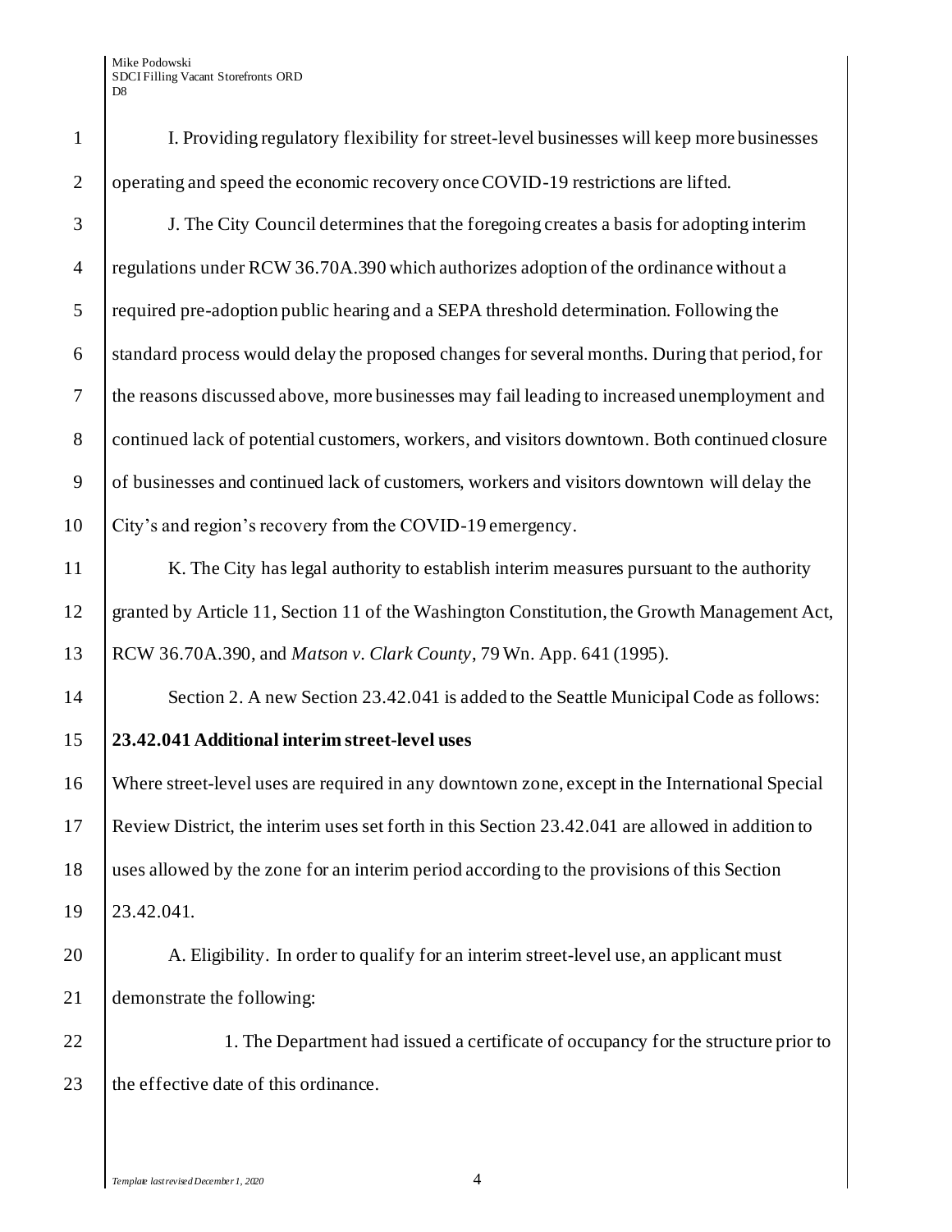I. Providing regulatory flexibility for street-level businesses will keep more businesses operating and speed the economic recovery once COVID-19 restrictions are lifted.

J. The City Council determines that the foregoing creates a basis for adopting interim regulations under RCW 36.70A.390 which authorizes adoption of the ordinance without a required pre-adoption public hearing and a SEPA threshold determination. Following the standard process would delay the proposed changes for several months. During that period, for the reasons discussed above, more businesses may fail leading to increased unemployment and continued lack of potential customers, workers, and visitors downtown. Both continued closure of businesses and continued lack of customers, workers and visitors downtown will delay the City's and region's recovery from the COVID-19 emergency.

K. The City has legal authority to establish interim measures pursuant to the authority granted by Article 11, Section 11 of the Washington Constitution, the Growth Management Act, RCW 36.70A.390, and *Matson v. Clark County*, 79 Wn. App. 641 (1995).

Section 2. A new Section 23.42.041 is added to the Seattle Municipal Code as follows:

**23.42.041 Additional interim street-level uses**

Where street-level uses are required in any downtown zone, except in the International Special Review District, the interim uses set forth in this Section 23.42.041 are allowed in addition to uses allowed by the zone for an interim period according to the provisions of this Section 23.42.041.

A. Eligibility. In order to qualify for an interim street-level use, an applicant must demonstrate the following:

1. The Department had issued a certificate of occupancy for the structure prior to the effective date of this ordinance.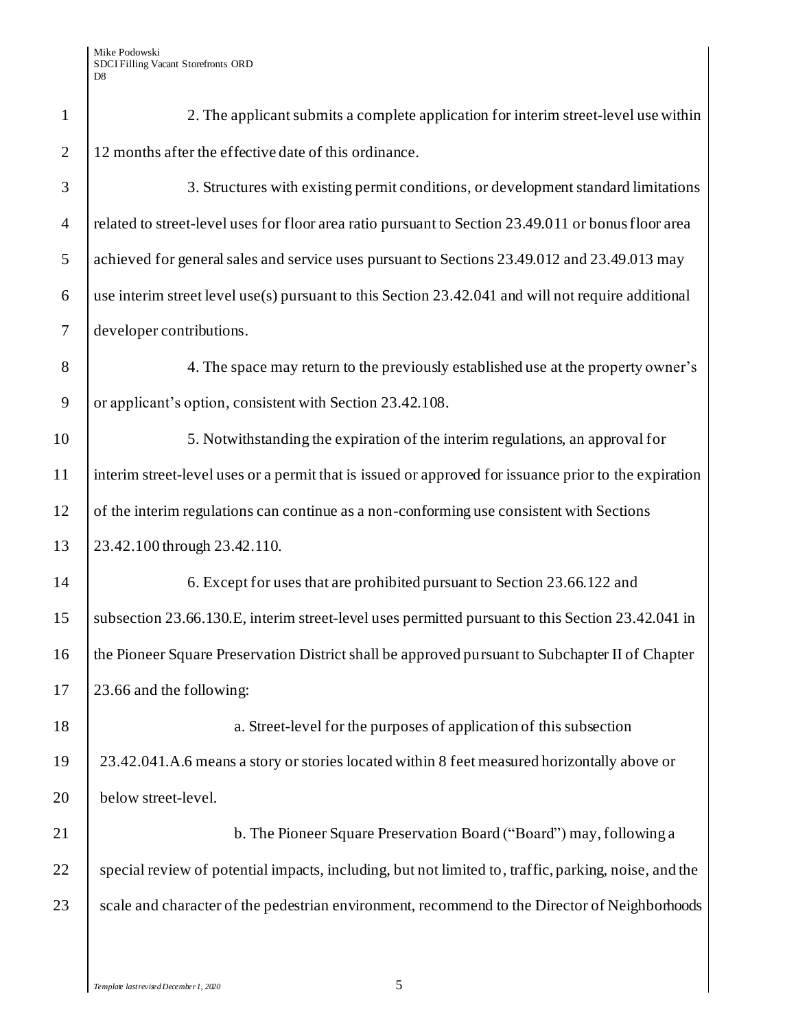2. The applicant submits a complete application for interim street-level use within 12 months after the effective date of this ordinance.

3. Structures with existing permit conditions, or development standard limitations related to street-level uses for floor area ratio pursuant to Section 23.49.011 or bonus floor area achieved for general sales and service uses pursuant to Sections 23.49.012 and 23.49.013 may use interim street level use(s) pursuant to this Section 23.42.041 and will not require additional developer contributions.

4. The space may return to the previously established use at the property owner's or applicant's option, consistent with Section 23.42.108.

5. Notwithstanding the expiration of the interim regulations, an approval for interim street-level uses or a permit that is issued or approved for issuance prior to the expiration of the interim regulations can continue as a non-conforming use consistent with Sections 23.42.100 through 23.42.110.

6. Except for uses that are prohibited pursuant to Section 23.66.122 and subsection 23.66.130.E, interim street-level uses permitted pursuant to this Section 23.42.041 in the Pioneer Square Preservation District shall be approved pursuant to Subchapter II of Chapter 23.66 and the following:

a. Street-level for the purposes of application of this subsection 23.42.041.A.6 means a story or stories located within 8 feet measured horizontally above or below street-level.

b. The Pioneer Square Preservation Board ("Board") may, following a special review of potential impacts, including, but not limited to, traffic, parking, noise, and the scale and character of the pedestrian environment, recommend to the Director of Neighborhoods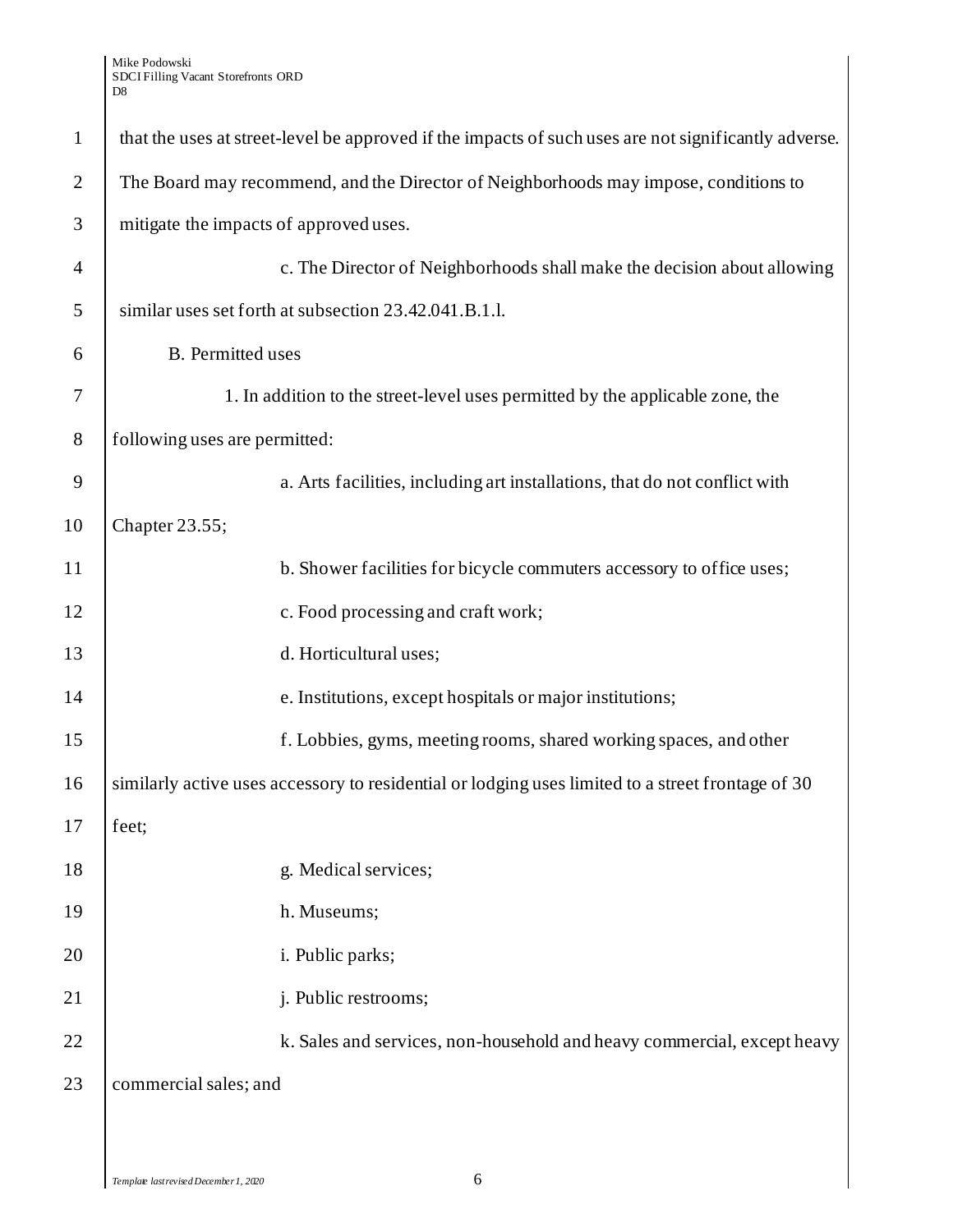that the uses at street-level be approved if the impacts of such uses are not significantly adverse. The Board may recommend, and the Director of Neighborhoods may impose, conditions to mitigate the impacts of approved uses.

c. The Director of Neighborhoods shall make the decision about allowing similar uses set forth at subsection 23.42.041.B.1.l.

B. Permitted uses

1. In addition to the street-level uses permitted by the applicable zone, the following uses are permitted:

a. Arts facilities, including art installations, that do not conflict with Chapter 23.55;

b. Shower facilities for bicycle commuters accessory to office uses;

c. Food processing and craft work;

d. Horticultural uses;

e. Institutions, except hospitals or major institutions;

f. Lobbies, gyms, meeting rooms, shared working spaces, and other similarly active uses accessory to residential or lodging uses limited to a street frontage of 30 feet;

g. Medical services;

h. Museums;

i. Public parks;

j. Public restrooms;

k. Sales and services, non-household and heavy commercial, except heavy commercial sales; and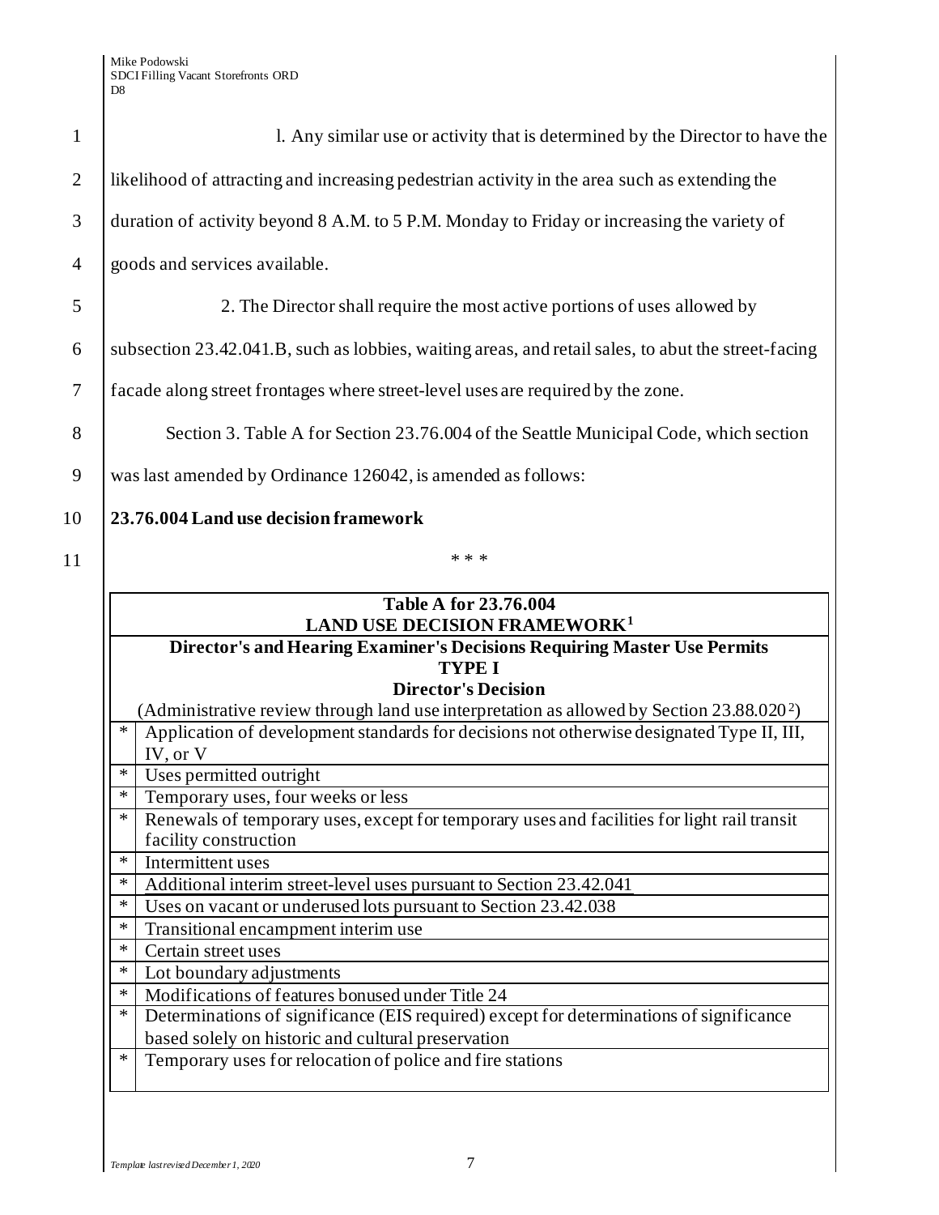l. Any similar use or activity that is determined by the Director to have the likelihood of attracting and increasing pedestrian activity in the area such as extending the duration of activity beyond 8 A.M. to 5 P.M. Monday to Friday or increasing the variety of goods and services available.

2. The Director shall require the most active portions of uses allowed by subsection 23.42.041.B, such as lobbies, waiting areas, and retail sales, to abut the street-facing facade along street frontages where street-level uses are required by the zone.

Section 3. Table A for Section 23.76.004 of the Seattle Municipal Code, which section was last amended by Ordinance 126042, is amended as follows:

**23.76.004 Land use decision framework**

\* \* \*

| **Table A for 23.76.004 LAND USE DECISION FRAMEWORK[1]** | |
|---|---|
| **Director's and Hearing Examiner's Decisions Requiring Master Use Permits** | |
| **TYPE I** | |
| **Director's Decision** | |
| (Administrative review through land use interpretation as allowed by Section 23.88.020[2]) | |
| * | Application of development standards for decisions not otherwise designated Type II, III, IV, or V |
| * | Uses permitted outright |
| * | Temporary uses, four weeks or less |
| * | Renewals of temporary uses, except for temporary uses and facilities for light rail transit facility construction |
| * | Intermittent uses |
| * | <u>Additional interim street-level uses pursuant to Section 23.42.041</u> |
| * | Uses on vacant or underused lots pursuant to Section 23.42.038 |
| * | Transitional encampment interim use |
| * | Certain street uses |
| * | Lot boundary adjustments |
| * | Modifications of features bonused under Title 24 |
| * | Determinations of significance (EIS required) except for determinations of significance based solely on historic and cultural preservation |
| * | Temporary uses for relocation of police and fire stations |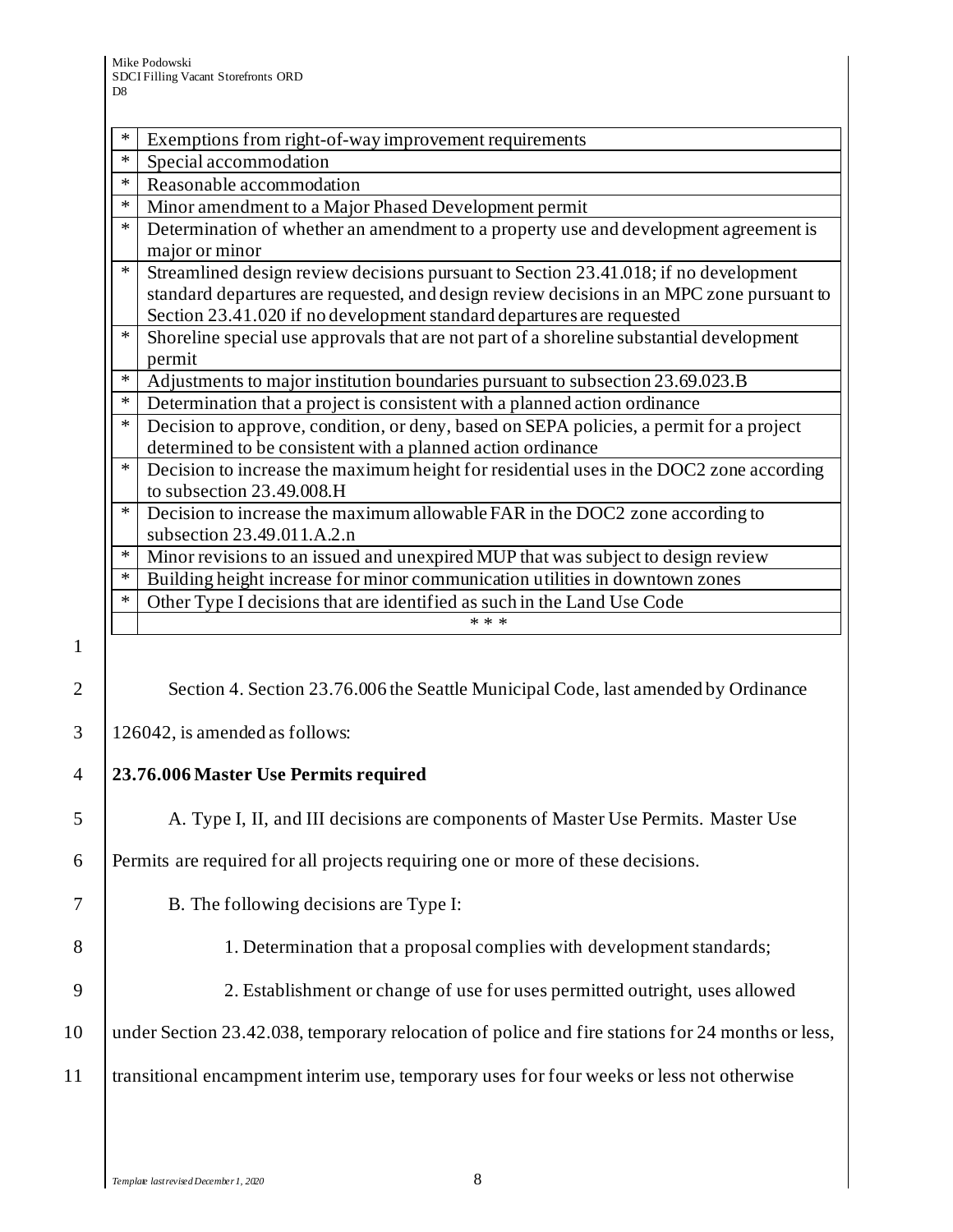| | |
|---|---|
| * | Exemptions from right-of-way improvement requirements |
| * | Special accommodation |
| * | Reasonable accommodation |
| * | Minor amendment to a Major Phased Development permit |
| * | Determination of whether an amendment to a property use and development agreement is major or minor |
| * | Streamlined design review decisions pursuant to Section 23.41.018; if no development standard departures are requested, and design review decisions in an MPC zone pursuant to Section 23.41.020 if no development standard departures are requested |
| * | Shoreline special use approvals that are not part of a shoreline substantial development permit |
| * | Adjustments to major institution boundaries pursuant to subsection 23.69.023.B |
| * | Determination that a project is consistent with a planned action ordinance |
| * | Decision to approve, condition, or deny, based on SEPA policies, a permit for a project determined to be consistent with a planned action ordinance |
| * | Decision to increase the maximum height for residential uses in the DOC2 zone according to subsection 23.49.008.H |
| * | Decision to increase the maximum allowable FAR in the DOC2 zone according to subsection 23.49.011.A.2.n |
| * | Minor revisions to an issued and unexpired MUP that was subject to design review |
| * | Building height increase for minor communication utilities in downtown zones |
| * | Other Type I decisions that are identified as such in the Land Use Code |
| | * * * |

Section 4. Section 23.76.006 the Seattle Municipal Code, last amended by Ordinance 126042, is amended as follows:

**23.76.006 Master Use Permits required**

A. Type I, II, and III decisions are components of Master Use Permits. Master Use Permits are required for all projects requiring one or more of these decisions.

B. The following decisions are Type I:

1. Determination that a proposal complies with development standards;

2. Establishment or change of use for uses permitted outright, uses allowed under Section 23.42.038, temporary relocation of police and fire stations for 24 months or less, transitional encampment interim use, temporary uses for four weeks or less not otherwise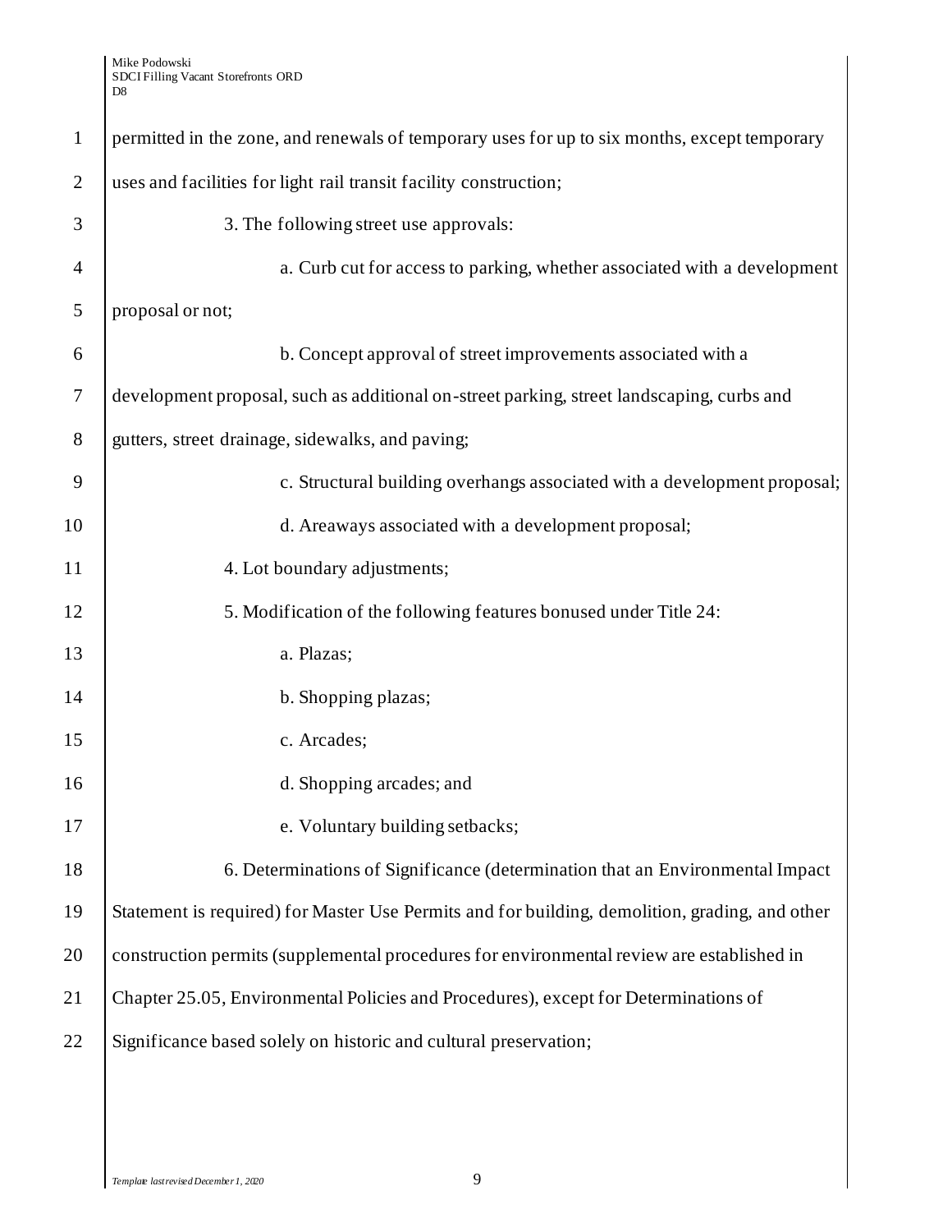permitted in the zone, and renewals of temporary uses for up to six months, except temporary uses and facilities for light rail transit facility construction;

3. The following street use approvals:

a. Curb cut for access to parking, whether associated with a development proposal or not;

b. Concept approval of street improvements associated with a development proposal, such as additional on-street parking, street landscaping, curbs and gutters, street drainage, sidewalks, and paving;

c. Structural building overhangs associated with a development proposal;

d. Areaways associated with a development proposal;

4. Lot boundary adjustments;

5. Modification of the following features bonused under Title 24:

a. Plazas;

b. Shopping plazas;

c. Arcades;

d. Shopping arcades; and

e. Voluntary building setbacks;

6. Determinations of Significance (determination that an Environmental Impact Statement is required) for Master Use Permits and for building, demolition, grading, and other construction permits (supplemental procedures for environmental review are established in Chapter 25.05, Environmental Policies and Procedures), except for Determinations of Significance based solely on historic and cultural preservation;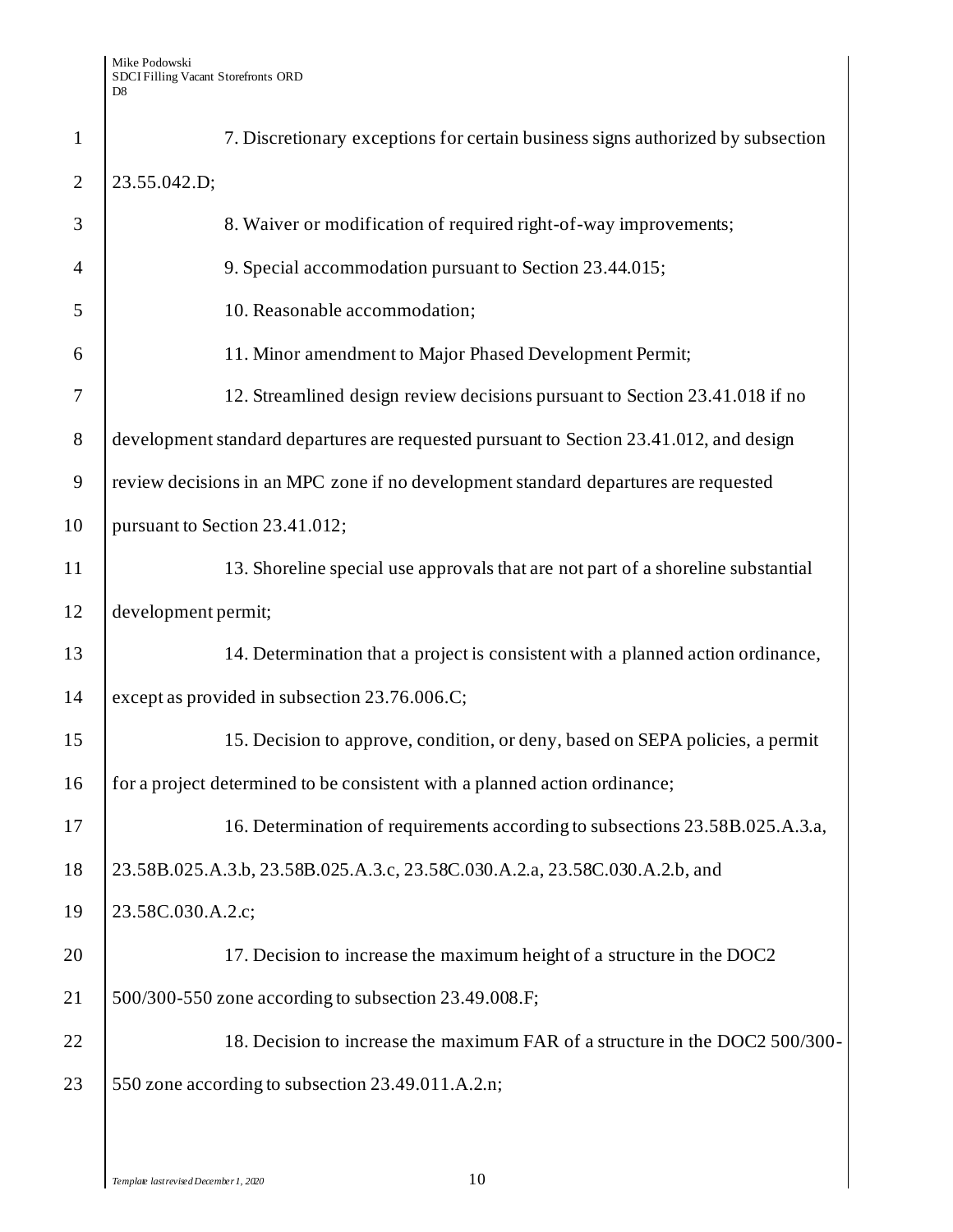7. Discretionary exceptions for certain business signs authorized by subsection 23.55.042.D;

8. Waiver or modification of required right-of-way improvements;

9. Special accommodation pursuant to Section 23.44.015;

10. Reasonable accommodation;

11. Minor amendment to Major Phased Development Permit;

12. Streamlined design review decisions pursuant to Section 23.41.018 if no development standard departures are requested pursuant to Section 23.41.012, and design review decisions in an MPC zone if no development standard departures are requested pursuant to Section 23.41.012;

13. Shoreline special use approvals that are not part of a shoreline substantial development permit;

14. Determination that a project is consistent with a planned action ordinance, except as provided in subsection 23.76.006.C;

15. Decision to approve, condition, or deny, based on SEPA policies, a permit for a project determined to be consistent with a planned action ordinance;

16. Determination of requirements according to subsections 23.58B.025.A.3.a, 23.58B.025.A.3.b, 23.58B.025.A.3.c, 23.58C.030.A.2.a, 23.58C.030.A.2.b, and 23.58C.030.A.2.c;

17. Decision to increase the maximum height of a structure in the DOC2 500/300-550 zone according to subsection 23.49.008.F;

18. Decision to increase the maximum FAR of a structure in the DOC2 500/300-550 zone according to subsection 23.49.011.A.2.n;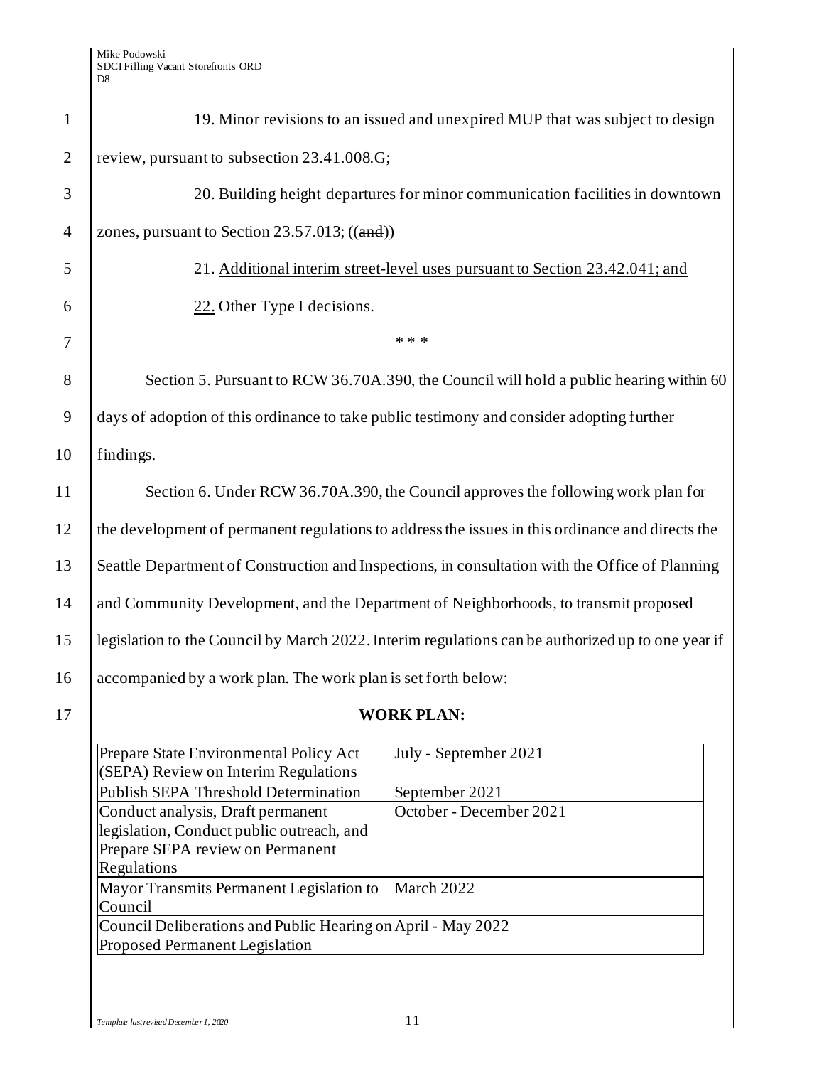19. Minor revisions to an issued and unexpired MUP that was subject to design review, pursuant to subsection 23.41.008.G;

20. Building height departures for minor communication facilities in downtown zones, pursuant to Section 23.57.013; ((~~and~~))

21. <u>Additional interim street-level uses pursuant to Section 23.42.041; and</u>

<u>22.</u> Other Type I decisions.

\* \* \*

Section 5. Pursuant to RCW 36.70A.390, the Council will hold a public hearing within 60 days of adoption of this ordinance to take public testimony and consider adopting further findings.

Section 6. Under RCW 36.70A.390, the Council approves the following work plan for the development of permanent regulations to address the issues in this ordinance and directs the Seattle Department of Construction and Inspections, in consultation with the Office of Planning and Community Development, and the Department of Neighborhoods, to transmit proposed legislation to the Council by March 2022. Interim regulations can be authorized up to one year if accompanied by a work plan. The work plan is set forth below:

**WORK PLAN:**

| | |
|---|---|
| Prepare State Environmental Policy Act (SEPA) Review on Interim Regulations | July - September 2021 |
| Publish SEPA Threshold Determination | September 2021 |
| Conduct analysis, Draft permanent legislation, Conduct public outreach, and Prepare SEPA review on Permanent Regulations | October - December 2021 |
| Mayor Transmits Permanent Legislation to Council | March 2022 |
| Council Deliberations and Public Hearing on Proposed Permanent Legislation | April - May 2022 |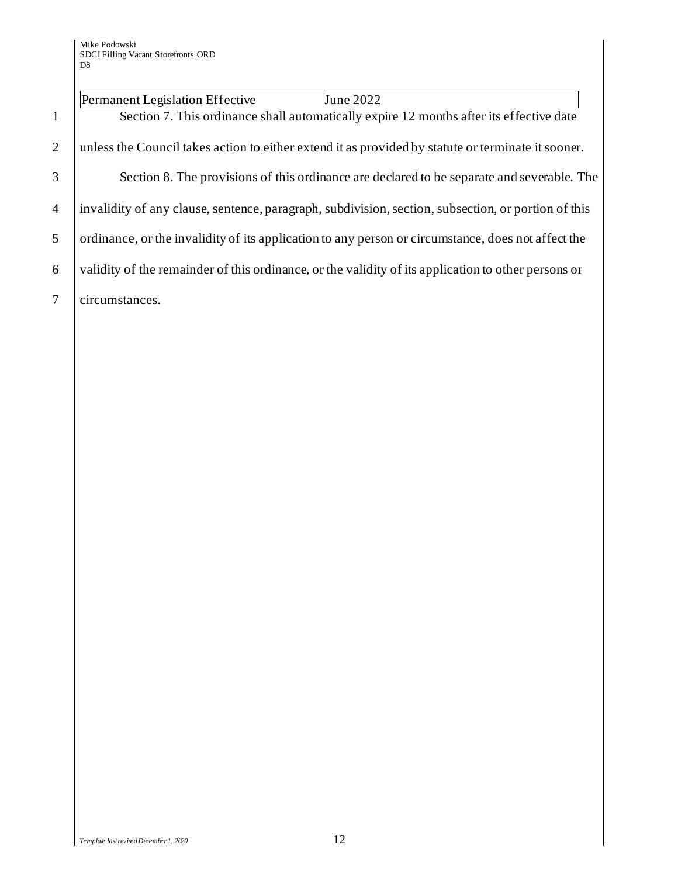| Permanent Legislation Effective | June 2022 |
|---|---|

Section 7. This ordinance shall automatically expire 12 months after its effective date unless the Council takes action to either extend it as provided by statute or terminate it sooner.

Section 8. The provisions of this ordinance are declared to be separate and severable. The invalidity of any clause, sentence, paragraph, subdivision, section, subsection, or portion of this ordinance, or the invalidity of its application to any person or circumstance, does not affect the validity of the remainder of this ordinance, or the validity of its application to other persons or circumstances.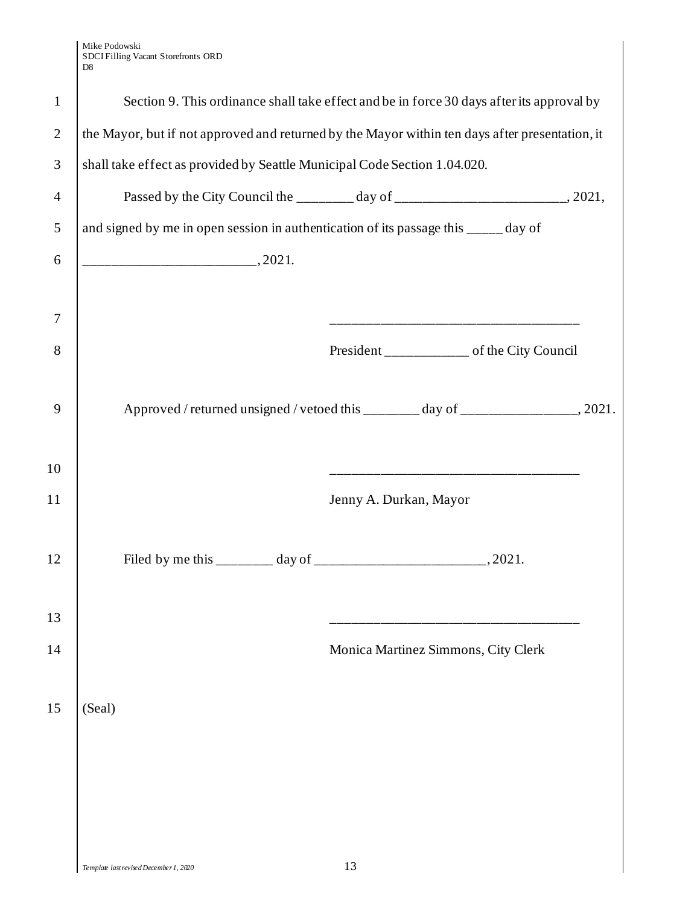Section 9. This ordinance shall take effect and be in force 30 days after its approval by the Mayor, but if not approved and returned by the Mayor within ten days after presentation, it shall take effect as provided by Seattle Municipal Code Section 1.04.020.

Passed by the City Council the ________ day of _________________________, 2021, and signed by me in open session in authentication of its passage this _____ day of _________________________, 2021.

____________________________________

President ____________ of the City Council

Approved / returned unsigned / vetoed this ________ day of _________________, 2021.

____________________________________

Jenny A. Durkan, Mayor

Filed by me this ________ day of _________________________, 2021.

____________________________________

Monica Martinez Simmons, City Clerk

(Seal)